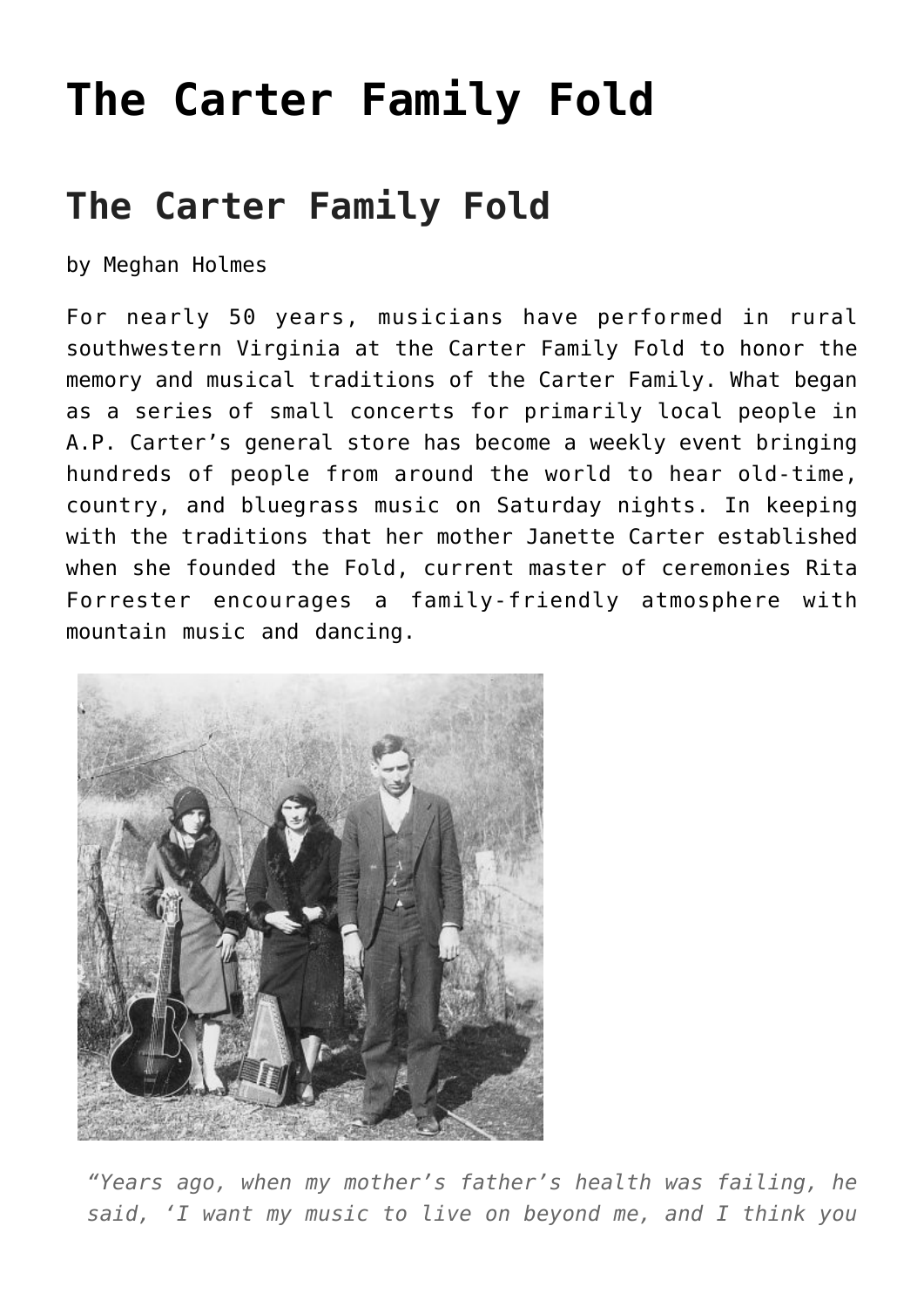# The Carter Family Fold

## The Carter Family Fold

by Meghan Holmes

For nearly 50 years, musicians have performed in rural southwestern Virginia at the Carter Family Fold to honor the memory and musical traditions of the Carter Family. What began as a series of small concerts for primarily local people in A.P. Carter's general store has become a weekly event bringing hundreds of people from around the world to hear old-time, country, and bluegrass music on Saturday nights. In keeping with the traditions that her mother Janette Carter established when she founded the Fold, current master of ceremonies Rita Forrester encourages a family-friendly atmosphere with mountain music and dancing.

*"Years ago, when my mother's father's health was failing, he said, 'I want my music to live on beyond me, and I think you*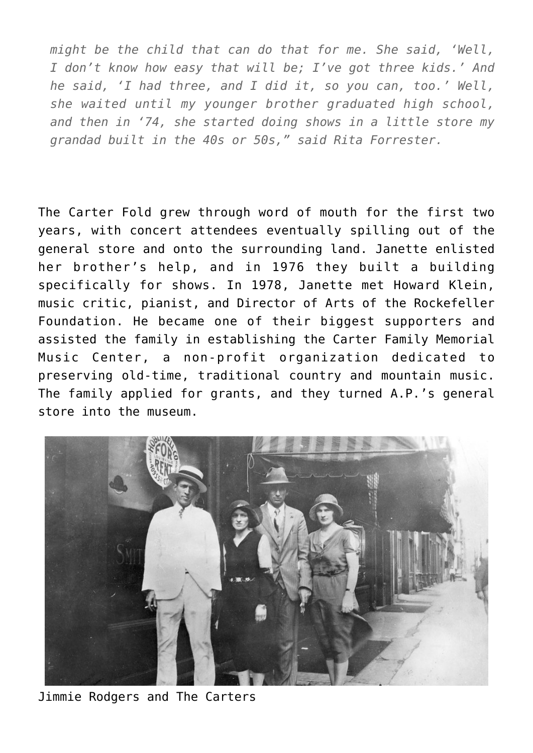*might be the child that can do that for me. She said, 'Well, I don't know how easy that will be; I've got three kids.' And he said, 'I had three, and I did it, so you can, too.' Well, she waited until my younger brother graduated high school, and then in '74, she started doing shows in a little store my grandad built in the 40s or 50s," said Rita Forrester.*

The Carter Fold grew through word of mouth for the first two years, with concert attendees eventually spilling out of the general store and onto the surrounding land. Janette enlisted her brother's help, and in 1976 they built a building specifically for shows. In 1978, Janette met Howard Klein, music critic, pianist, and Director of Arts of the Rockefeller Foundation. He became one of their biggest supporters and assisted the family in establishing the Carter Family Memorial Music Center, a non-profit organization dedicated to preserving old-time, traditional country and mountain music. The family applied for grants, and they turned A.P.'s general store into the museum.

Jimmie Rodgers and The Carters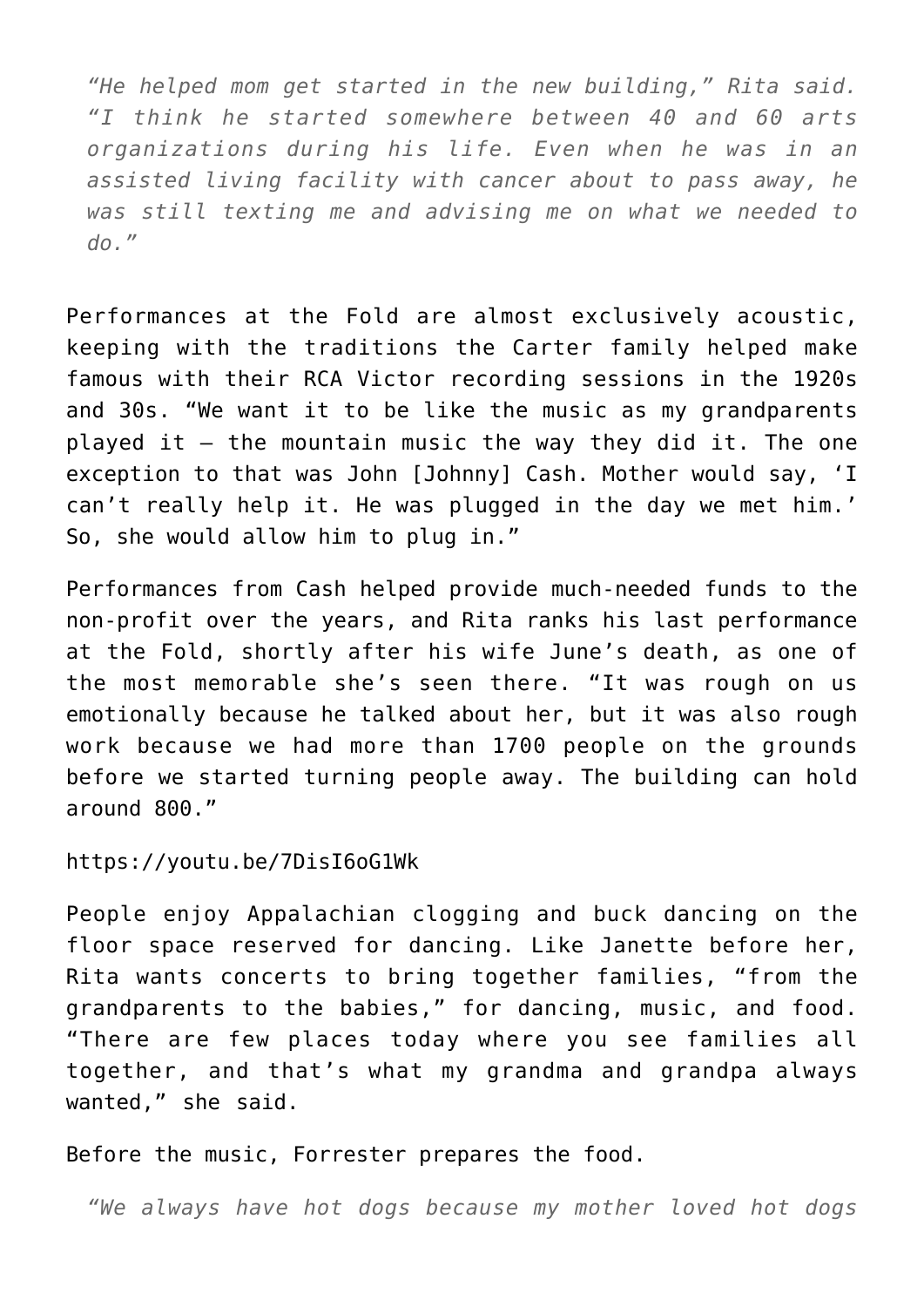> *"He helped mom get started in the new building," Rita said. "I think he started somewhere between 40 and 60 arts organizations during his life. Even when he was in an assisted living facility with cancer about to pass away, he was still texting me and advising me on what we needed to do."*

Performances at the Fold are almost exclusively acoustic, keeping with the traditions the Carter family helped make famous with their RCA Victor recording sessions in the 1920s and 30s. "We want it to be like the music as my grandparents played it – the mountain music the way they did it. The one exception to that was John [Johnny] Cash. Mother would say, 'I can't really help it. He was plugged in the day we met him.' So, she would allow him to plug in."

Performances from Cash helped provide much-needed funds to the non-profit over the years, and Rita ranks his last performance at the Fold, shortly after his wife June's death, as one of the most memorable she's seen there. "It was rough on us emotionally because he talked about her, but it was also rough work because we had more than 1700 people on the grounds before we started turning people away. The building can hold around 800."

https://youtu.be/7DisI6oG1Wk

People enjoy Appalachian clogging and buck dancing on the floor space reserved for dancing. Like Janette before her, Rita wants concerts to bring together families, "from the grandparents to the babies," for dancing, music, and food. "There are few places today where you see families all together, and that's what my grandma and grandpa always wanted," she said.

Before the music, Forrester prepares the food.

> *"We always have hot dogs because my mother loved hot dogs*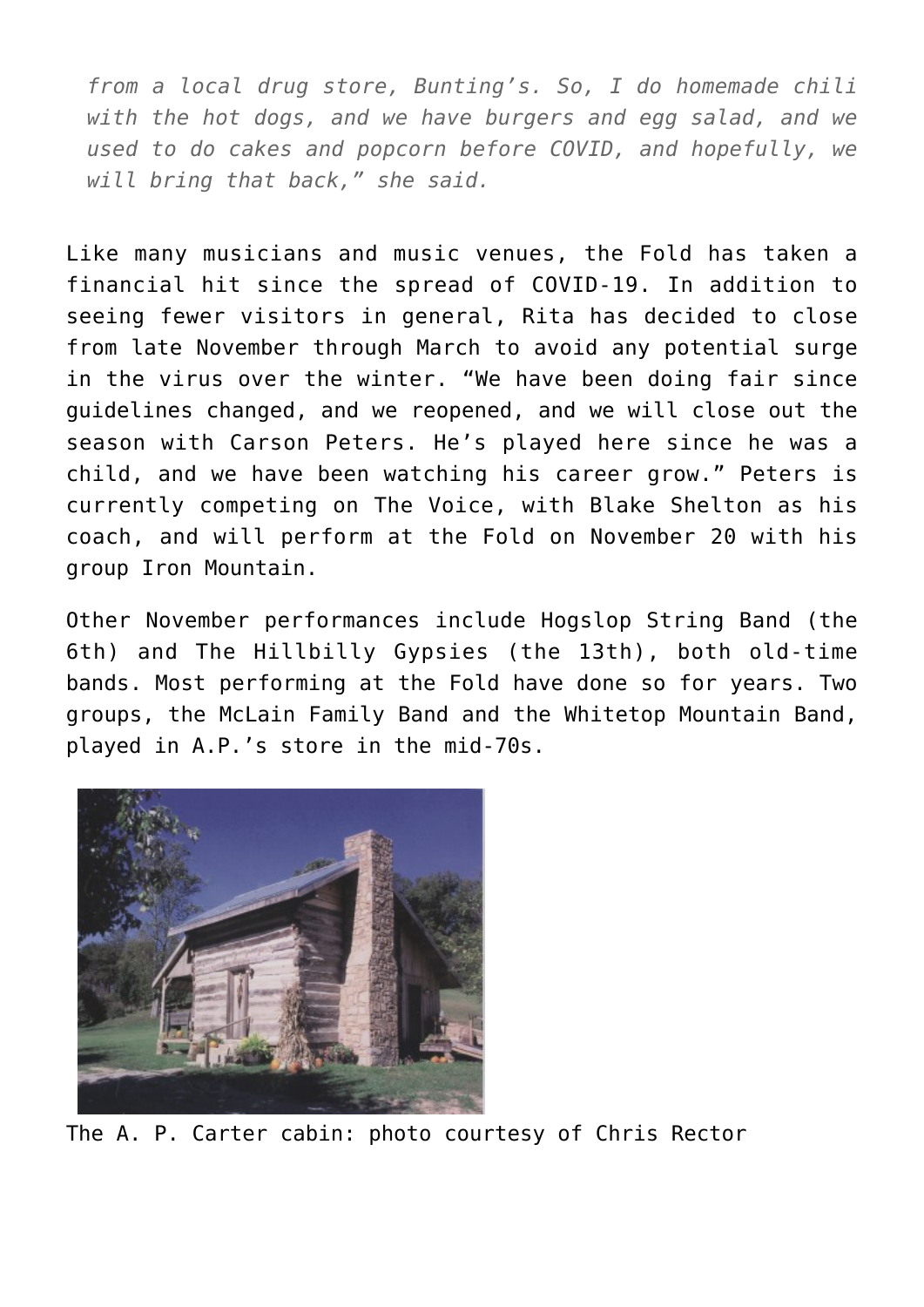*from a local drug store, Bunting's. So, I do homemade chili with the hot dogs, and we have burgers and egg salad, and we used to do cakes and popcorn before COVID, and hopefully, we will bring that back," she said.*

Like many musicians and music venues, the Fold has taken a financial hit since the spread of COVID-19. In addition to seeing fewer visitors in general, Rita has decided to close from late November through March to avoid any potential surge in the virus over the winter. "We have been doing fair since guidelines changed, and we reopened, and we will close out the season with Carson Peters. He's played here since he was a child, and we have been watching his career grow." Peters is currently competing on The Voice, with Blake Shelton as his coach, and will perform at the Fold on November 20 with his group Iron Mountain.

Other November performances include Hogslop String Band (the 6th) and The Hillbilly Gypsies (the 13th), both old-time bands. Most performing at the Fold have done so for years. Two groups, the McLain Family Band and the Whitetop Mountain Band, played in A.P.'s store in the mid-70s.

The A. P. Carter cabin: photo courtesy of Chris Rector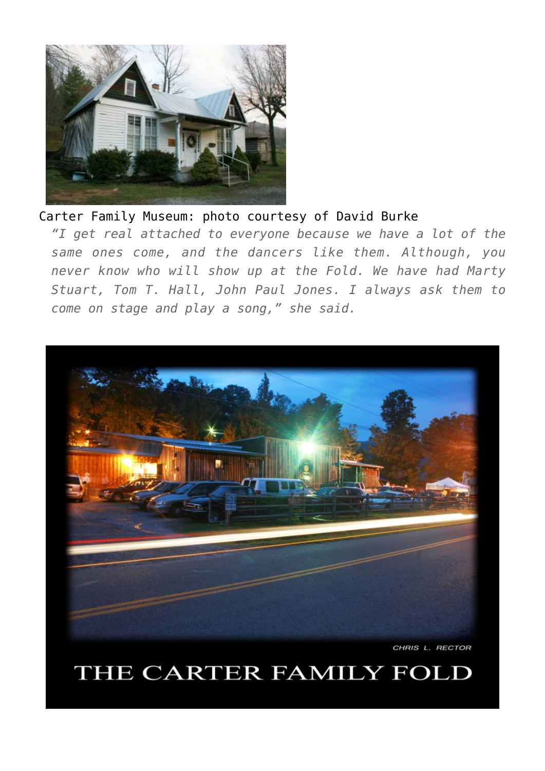Carter Family Museum: photo courtesy of David Burke

> *"I get real attached to everyone because we have a lot of the same ones come, and the dancers like them. Although, you never know who will show up at the Fold. We have had Marty Stuart, Tom T. Hall, John Paul Jones. I always ask them to come on stage and play a song," she said.*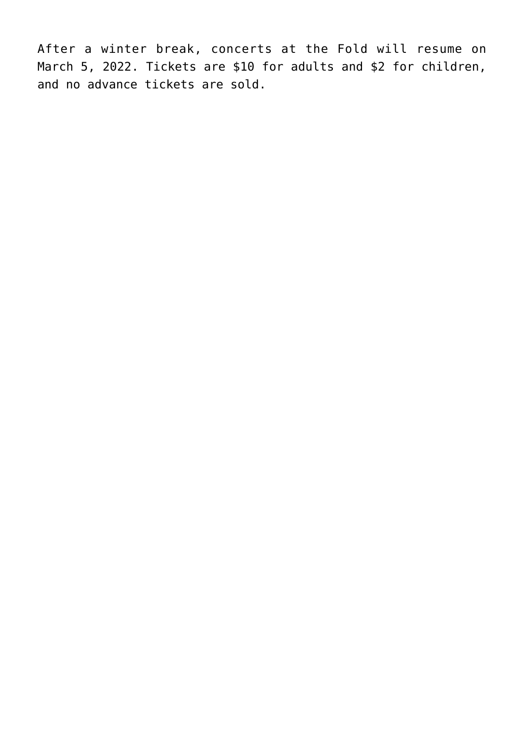After a winter break, concerts at the Fold will resume on March 5, 2022. Tickets are $10 for adults and $2 for children, and no advance tickets are sold.